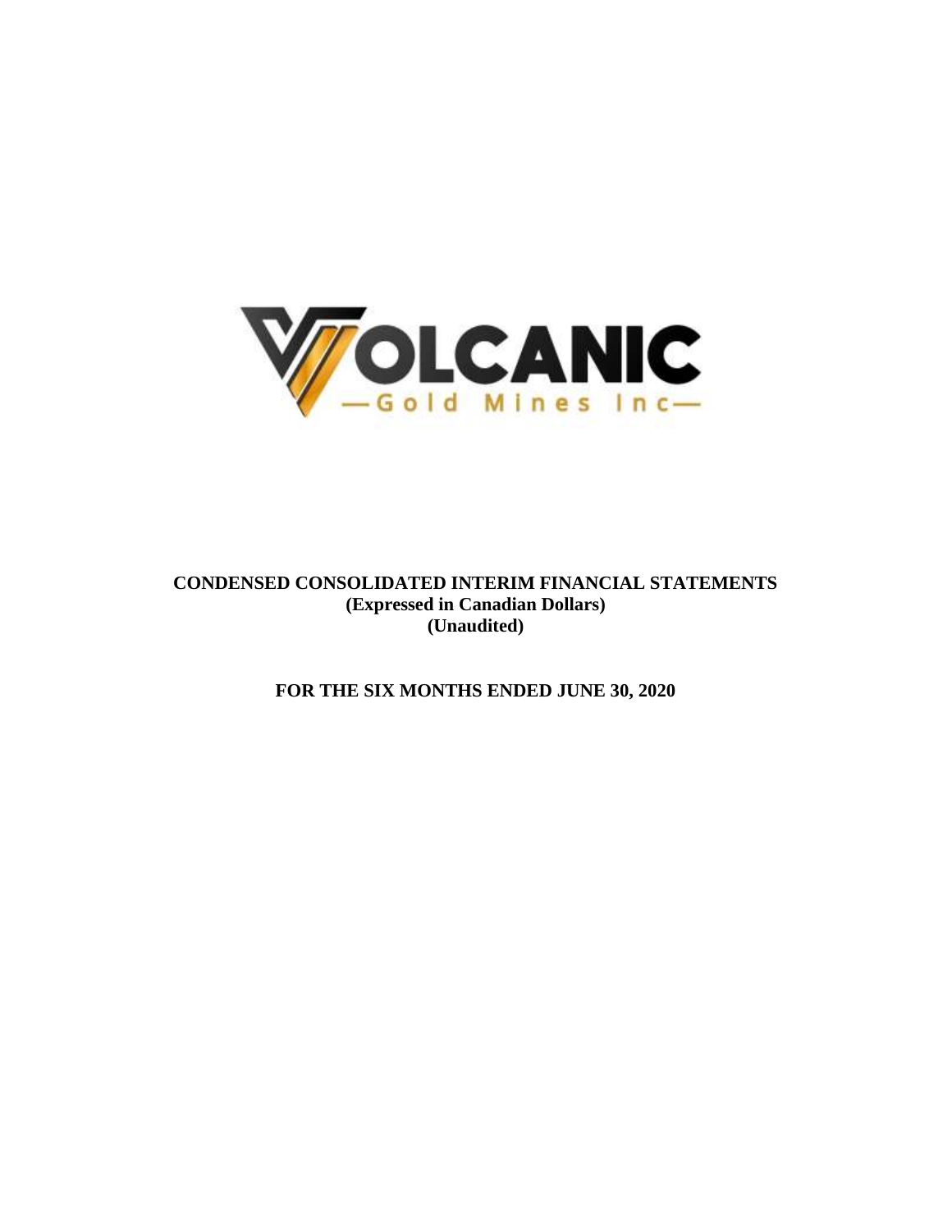VOLCANIC

—Gold Mines Inc—

**CONDENSED CONSOLIDATED INTERIM FINANCIAL STATEMENTS**
**(Expressed in Canadian Dollars)**
**(Unaudited)**

**FOR THE SIX MONTHS ENDED JUNE 30, 2020**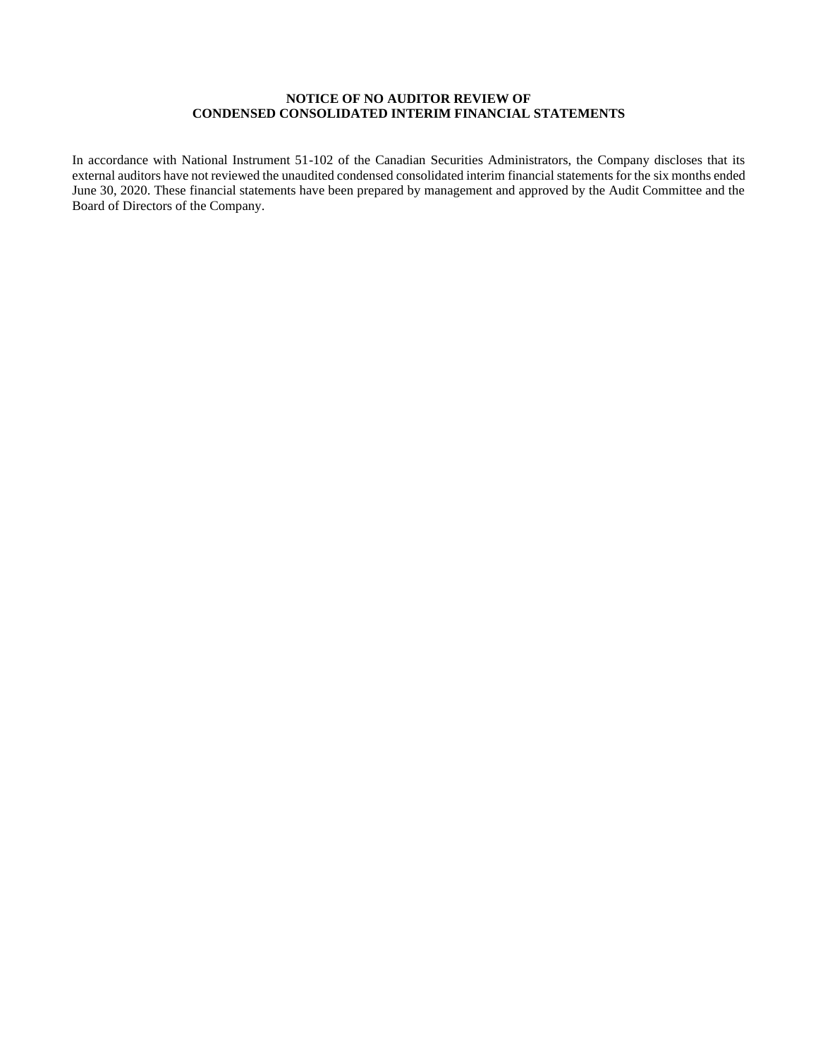**NOTICE OF NO AUDITOR REVIEW OF CONDENSED CONSOLIDATED INTERIM FINANCIAL STATEMENTS**

In accordance with National Instrument 51-102 of the Canadian Securities Administrators, the Company discloses that its external auditors have not reviewed the unaudited condensed consolidated interim financial statements for the six months ended June 30, 2020. These financial statements have been prepared by management and approved by the Audit Committee and the Board of Directors of the Company.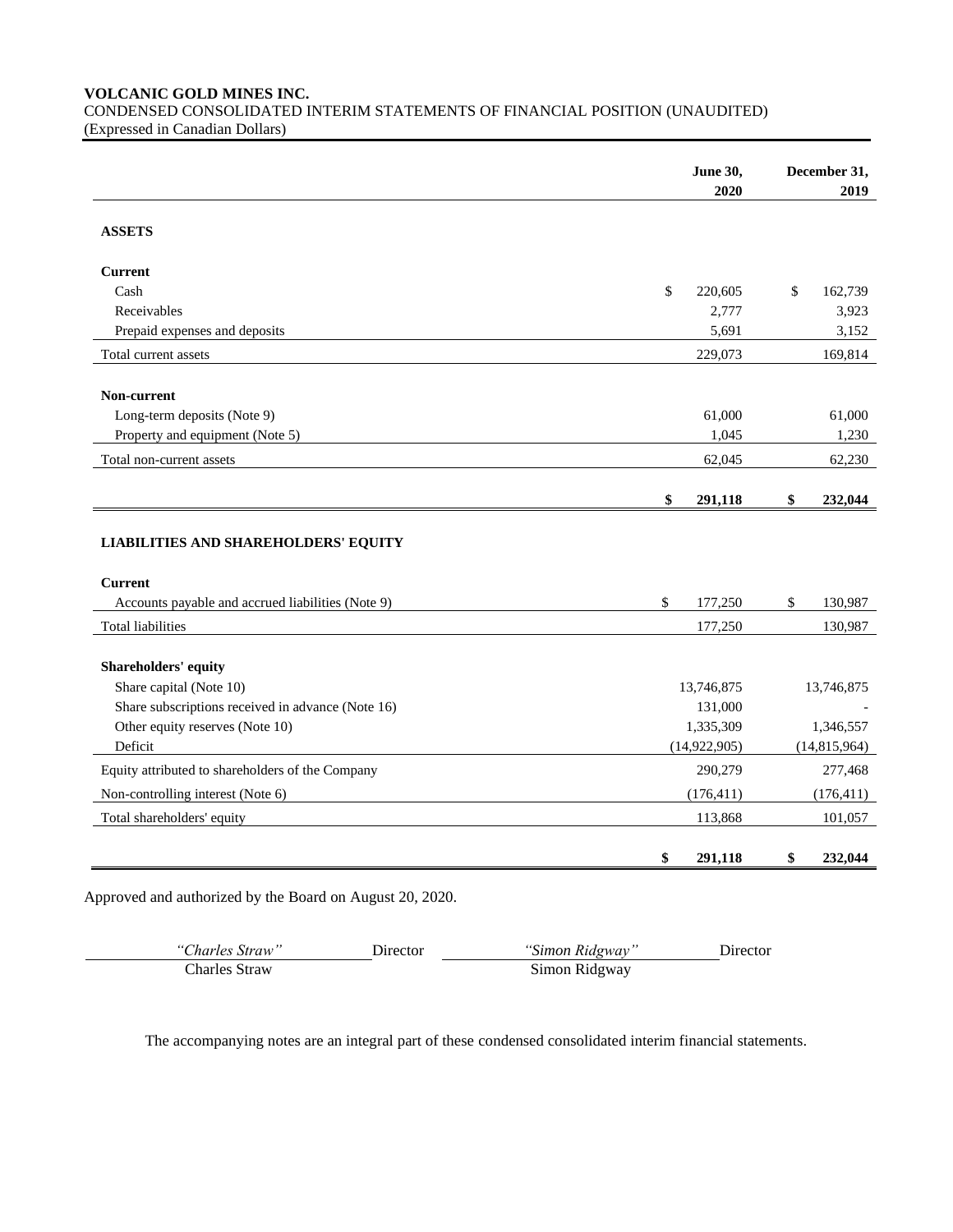**VOLCANIC GOLD MINES INC.**
CONDENSED CONSOLIDATED INTERIM STATEMENTS OF FINANCIAL POSITION (UNAUDITED)
(Expressed in Canadian Dollars)

| | June 30, 2020 | December 31, 2019 |
|---|---|---|
| **ASSETS** | | |
| **Current** | | |
| Cash | $ 220,605 | $ 162,739 |
| Receivables | 2,777 | 3,923 |
| Prepaid expenses and deposits | 5,691 | 3,152 |
| Total current assets | 229,073 | 169,814 |
| **Non-current** | | |
| Long-term deposits (Note 9) | 61,000 | 61,000 |
| Property and equipment (Note 5) | 1,045 | 1,230 |
| Total non-current assets | 62,045 | 62,230 |
| | **$ 291,118** | **$ 232,044** |
| **LIABILITIES AND SHAREHOLDERS' EQUITY** | | |
| **Current** | | |
| Accounts payable and accrued liabilities (Note 9) | $ 177,250 | $ 130,987 |
| Total liabilities | 177,250 | 130,987 |
| **Shareholders' equity** | | |
| Share capital (Note 10) | 13,746,875 | 13,746,875 |
| Share subscriptions received in advance (Note 16) | 131,000 | - |
| Other equity reserves (Note 10) | 1,335,309 | 1,346,557 |
| Deficit | (14,922,905) | (14,815,964) |
| Equity attributed to shareholders of the Company | 290,279 | 277,468 |
| Non-controlling interest (Note 6) | (176,411) | (176,411) |
| Total shareholders' equity | 113,868 | 101,057 |
| | **$ 291,118** | **$ 232,044** |

Approved and authorized by the Board on August 20, 2020.

| *"Charles Straw"* Director | *"Simon Ridgway"* Director |
|---|---|
| Charles Straw | Simon Ridgway |

The accompanying notes are an integral part of these condensed consolidated interim financial statements.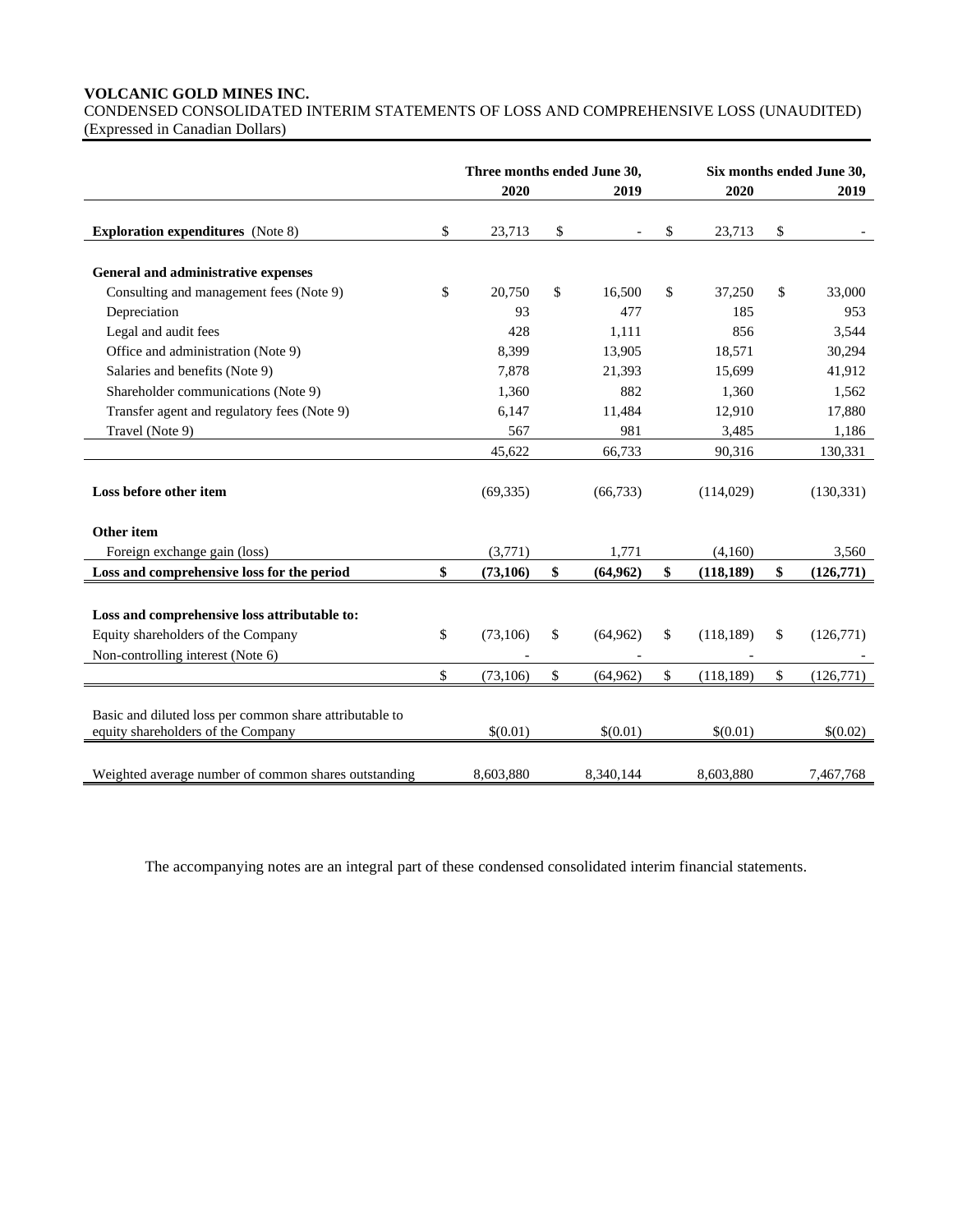**VOLCANIC GOLD MINES INC.**
CONDENSED CONSOLIDATED INTERIM STATEMENTS OF LOSS AND COMPREHENSIVE LOSS (UNAUDITED)
(Expressed in Canadian Dollars)

| | Three months ended June 30, | | Six months ended June 30, | |
|---|---|---|---|---|
| | **2020** | **2019** | **2020** | **2019** |
| **Exploration expenditures** (Note 8) | $ 23,713 | $ - | $ 23,713 | $ - |
| **General and administrative expenses** | | | | |
| Consulting and management fees (Note 9) | $ 20,750 | $ 16,500 | $ 37,250 | $ 33,000 |
| Depreciation | 93 | 477 | 185 | 953 |
| Legal and audit fees | 428 | 1,111 | 856 | 3,544 |
| Office and administration (Note 9) | 8,399 | 13,905 | 18,571 | 30,294 |
| Salaries and benefits (Note 9) | 7,878 | 21,393 | 15,699 | 41,912 |
| Shareholder communications (Note 9) | 1,360 | 882 | 1,360 | 1,562 |
| Transfer agent and regulatory fees (Note 9) | 6,147 | 11,484 | 12,910 | 17,880 |
| Travel (Note 9) | 567 | 981 | 3,485 | 1,186 |
| | 45,622 | 66,733 | 90,316 | 130,331 |
| **Loss before other item** | (69,335) | (66,733) | (114,029) | (130,331) |
| **Other item** | | | | |
| Foreign exchange gain (loss) | (3,771) | 1,771 | (4,160) | 3,560 |
| **Loss and comprehensive loss for the period** | **$ (73,106)** | **$ (64,962)** | **$ (118,189)** | **$ (126,771)** |
| **Loss and comprehensive loss attributable to:** | | | | |
| Equity shareholders of the Company | $ (73,106) | $ (64,962) | $ (118,189) | $ (126,771) |
| Non-controlling interest (Note 6) | - | - | - | - |
| | $ (73,106) | $ (64,962) | $ (118,189) | $ (126,771) |
| Basic and diluted loss per common share attributable to equity shareholders of the Company | $(0.01) | $(0.01) | $(0.01) | $(0.02) |
| Weighted average number of common shares outstanding | 8,603,880 | 8,340,144 | 8,603,880 | 7,467,768 |

The accompanying notes are an integral part of these condensed consolidated interim financial statements.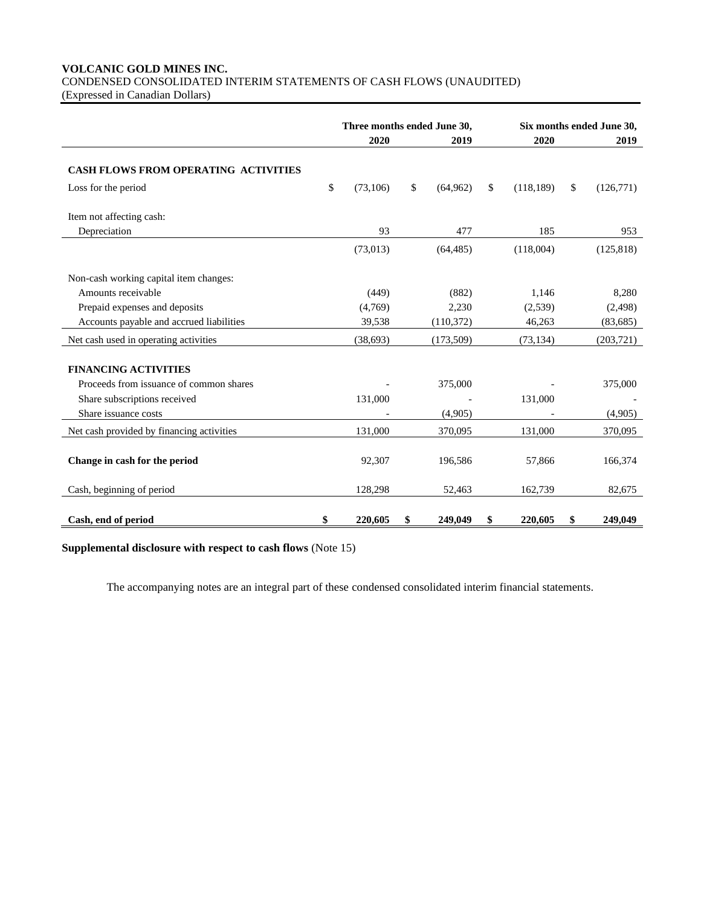**VOLCANIC GOLD MINES INC.**
CONDENSED CONSOLIDATED INTERIM STATEMENTS OF CASH FLOWS (UNAUDITED)
(Expressed in Canadian Dollars)

| | Three months ended June 30, | | Six months ended June 30, | |
|---|---|---|---|---|
| | **2020** | **2019** | **2020** | **2019** |
| **CASH FLOWS FROM OPERATING ACTIVITIES** | | | | |
| Loss for the period | $ (73,106) | $ (64,962) | $ (118,189) | $ (126,771) |
| Item not affecting cash: | | | | |
| Depreciation | 93 | 477 | 185 | 953 |
| | (73,013) | (64,485) | (118,004) | (125,818) |
| Non-cash working capital item changes: | | | | |
| Amounts receivable | (449) | (882) | 1,146 | 8,280 |
| Prepaid expenses and deposits | (4,769) | 2,230 | (2,539) | (2,498) |
| Accounts payable and accrued liabilities | 39,538 | (110,372) | 46,263 | (83,685) |
| Net cash used in operating activities | (38,693) | (173,509) | (73,134) | (203,721) |
| **FINANCING ACTIVITIES** | | | | |
| Proceeds from issuance of common shares | - | 375,000 | - | 375,000 |
| Share subscriptions received | 131,000 | - | 131,000 | - |
| Share issuance costs | - | (4,905) | - | (4,905) |
| Net cash provided by financing activities | 131,000 | 370,095 | 131,000 | 370,095 |
| **Change in cash for the period** | 92,307 | 196,586 | 57,866 | 166,374 |
| Cash, beginning of period | 128,298 | 52,463 | 162,739 | 82,675 |
| **Cash, end of period** | **$ 220,605** | **$ 249,049** | **$ 220,605** | **$ 249,049** |

**Supplemental disclosure with respect to cash flows** (Note 15)

The accompanying notes are an integral part of these condensed consolidated interim financial statements.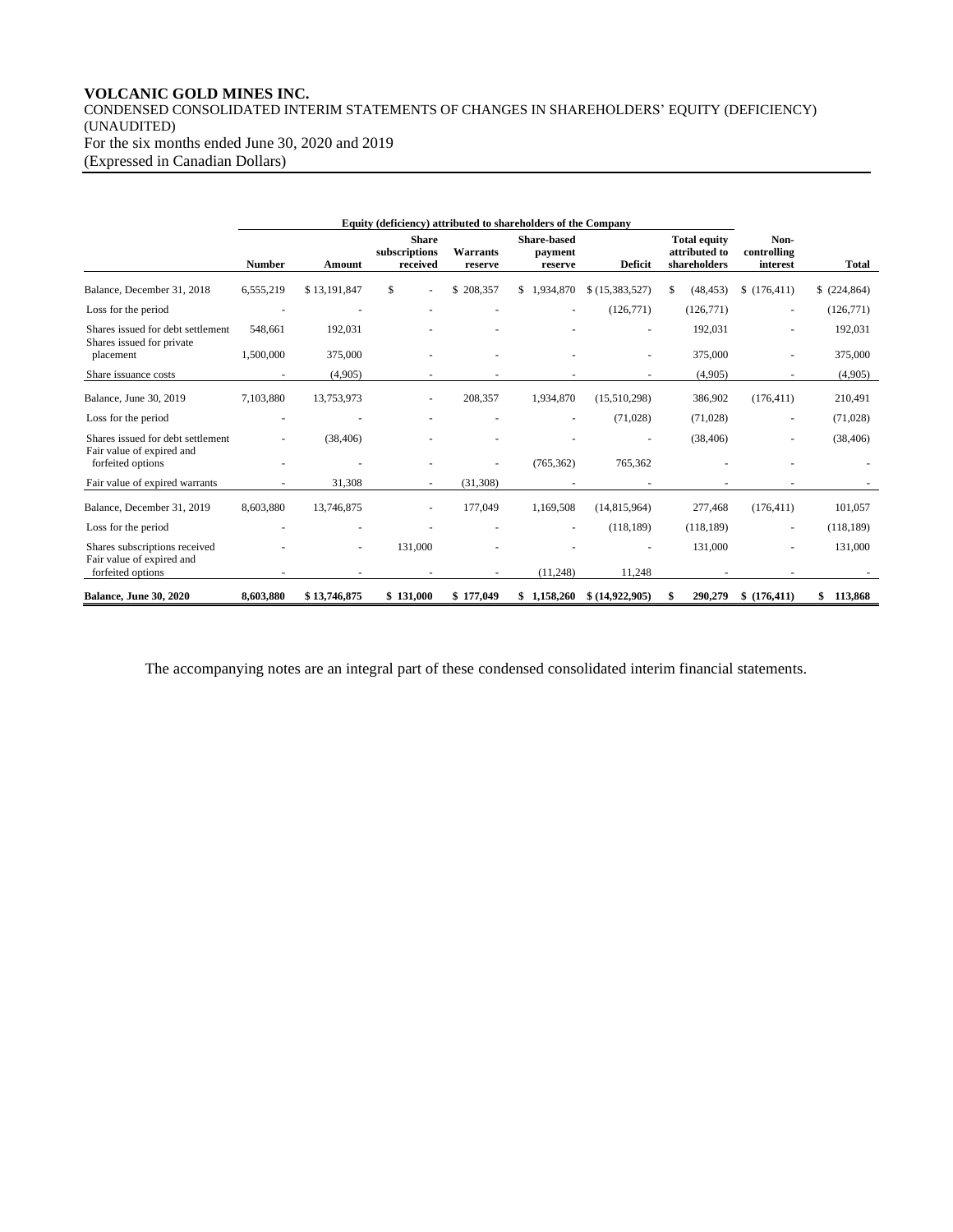**VOLCANIC GOLD MINES INC.**
CONDENSED CONSOLIDATED INTERIM STATEMENTS OF CHANGES IN SHAREHOLDERS' EQUITY (DEFICIENCY) (UNAUDITED)
For the six months ended June 30, 2020 and 2019
(Expressed in Canadian Dollars)

| | Equity (deficiency) attributed to shareholders of the Company | | | | | | | | |
|---|---|---|---|---|---|---|---|---|---|
| | **Number** | **Amount** | **Share subscriptions received** | **Warrants reserve** | **Share-based payment reserve** | **Deficit** | **Total equity attributed to shareholders** | **Non-controlling interest** | **Total** |
| Balance, December 31, 2018 | 6,555,219 | $ 13,191,847 | $ - | $ 208,357 | $ 1,934,870 | $ (15,383,527) | $ (48,453) | $ (176,411) | $ (224,864) |
| Loss for the period | - | - | - | - | - | (126,771) | (126,771) | - | (126,771) |
| Shares issued for debt settlement | 548,661 | 192,031 | - | - | - | - | 192,031 | - | 192,031 |
| Shares issued for private placement | 1,500,000 | 375,000 | - | - | - | - | 375,000 | - | 375,000 |
| Share issuance costs | - | (4,905) | - | - | - | - | (4,905) | - | (4,905) |
| Balance, June 30, 2019 | 7,103,880 | 13,753,973 | - | 208,357 | 1,934,870 | (15,510,298) | 386,902 | (176,411) | 210,491 |
| Loss for the period | - | - | - | - | - | (71,028) | (71,028) | - | (71,028) |
| Shares issued for debt settlement | - | (38,406) | - | - | - | - | (38,406) | - | (38,406) |
| Fair value of expired and forfeited options | - | - | - | - | (765,362) | 765,362 | - | - | - |
| Fair value of expired warrants | - | 31,308 | - | (31,308) | - | - | - | - | - |
| Balance, December 31, 2019 | 8,603,880 | 13,746,875 | - | 177,049 | 1,169,508 | (14,815,964) | 277,468 | (176,411) | 101,057 |
| Loss for the period | - | - | - | - | - | (118,189) | (118,189) | - | (118,189) |
| Shares subscriptions received | - | - | 131,000 | - | - | - | 131,000 | - | 131,000 |
| Fair value of expired and forfeited options | - | - | - | - | (11,248) | 11,248 | - | - | - |
| **Balance, June 30, 2020** | **8,603,880** | **$ 13,746,875** | **$ 131,000** | **$ 177,049** | **$ 1,158,260** | **$ (14,922,905)** | **$ 290,279** | **$ (176,411)** | **$ 113,868** |

The accompanying notes are an integral part of these condensed consolidated interim financial statements.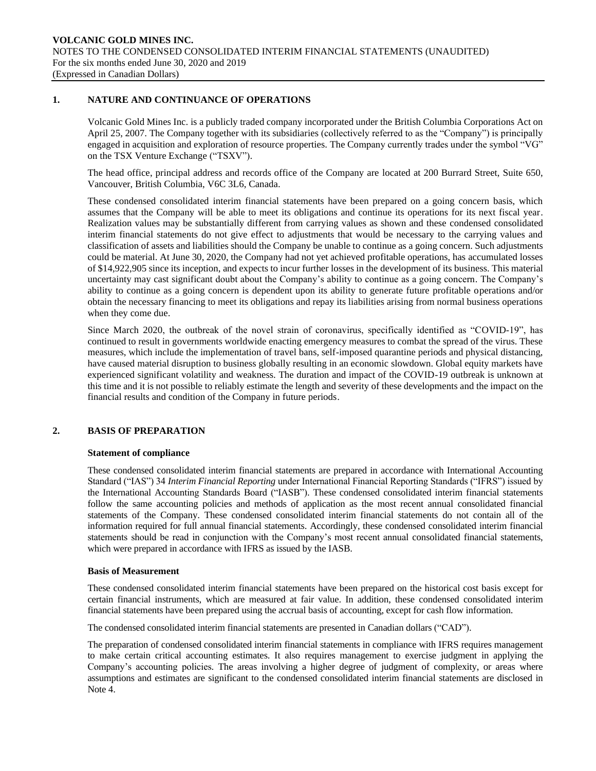## 1. NATURE AND CONTINUANCE OF OPERATIONS

Volcanic Gold Mines Inc. is a publicly traded company incorporated under the British Columbia Corporations Act on April 25, 2007. The Company together with its subsidiaries (collectively referred to as the "Company") is principally engaged in acquisition and exploration of resource properties. The Company currently trades under the symbol "VG" on the TSX Venture Exchange ("TSXV").

The head office, principal address and records office of the Company are located at 200 Burrard Street, Suite 650, Vancouver, British Columbia, V6C 3L6, Canada.

These condensed consolidated interim financial statements have been prepared on a going concern basis, which assumes that the Company will be able to meet its obligations and continue its operations for its next fiscal year. Realization values may be substantially different from carrying values as shown and these condensed consolidated interim financial statements do not give effect to adjustments that would be necessary to the carrying values and classification of assets and liabilities should the Company be unable to continue as a going concern. Such adjustments could be material. At June 30, 2020, the Company had not yet achieved profitable operations, has accumulated losses of $14,922,905 since its inception, and expects to incur further losses in the development of its business. This material uncertainty may cast significant doubt about the Company's ability to continue as a going concern. The Company's ability to continue as a going concern is dependent upon its ability to generate future profitable operations and/or obtain the necessary financing to meet its obligations and repay its liabilities arising from normal business operations when they come due.

Since March 2020, the outbreak of the novel strain of coronavirus, specifically identified as "COVID-19", has continued to result in governments worldwide enacting emergency measures to combat the spread of the virus. These measures, which include the implementation of travel bans, self-imposed quarantine periods and physical distancing, have caused material disruption to business globally resulting in an economic slowdown. Global equity markets have experienced significant volatility and weakness. The duration and impact of the COVID-19 outbreak is unknown at this time and it is not possible to reliably estimate the length and severity of these developments and the impact on the financial results and condition of the Company in future periods.

## 2. BASIS OF PREPARATION

### Statement of compliance

These condensed consolidated interim financial statements are prepared in accordance with International Accounting Standard ("IAS") 34 *Interim Financial Reporting* under International Financial Reporting Standards ("IFRS") issued by the International Accounting Standards Board ("IASB"). These condensed consolidated interim financial statements follow the same accounting policies and methods of application as the most recent annual consolidated financial statements of the Company. These condensed consolidated interim financial statements do not contain all of the information required for full annual financial statements. Accordingly, these condensed consolidated interim financial statements should be read in conjunction with the Company's most recent annual consolidated financial statements, which were prepared in accordance with IFRS as issued by the IASB.

### Basis of Measurement

These condensed consolidated interim financial statements have been prepared on the historical cost basis except for certain financial instruments, which are measured at fair value. In addition, these condensed consolidated interim financial statements have been prepared using the accrual basis of accounting, except for cash flow information.

The condensed consolidated interim financial statements are presented in Canadian dollars ("CAD").

The preparation of condensed consolidated interim financial statements in compliance with IFRS requires management to make certain critical accounting estimates. It also requires management to exercise judgment in applying the Company's accounting policies. The areas involving a higher degree of judgment of complexity, or areas where assumptions and estimates are significant to the condensed consolidated interim financial statements are disclosed in Note 4.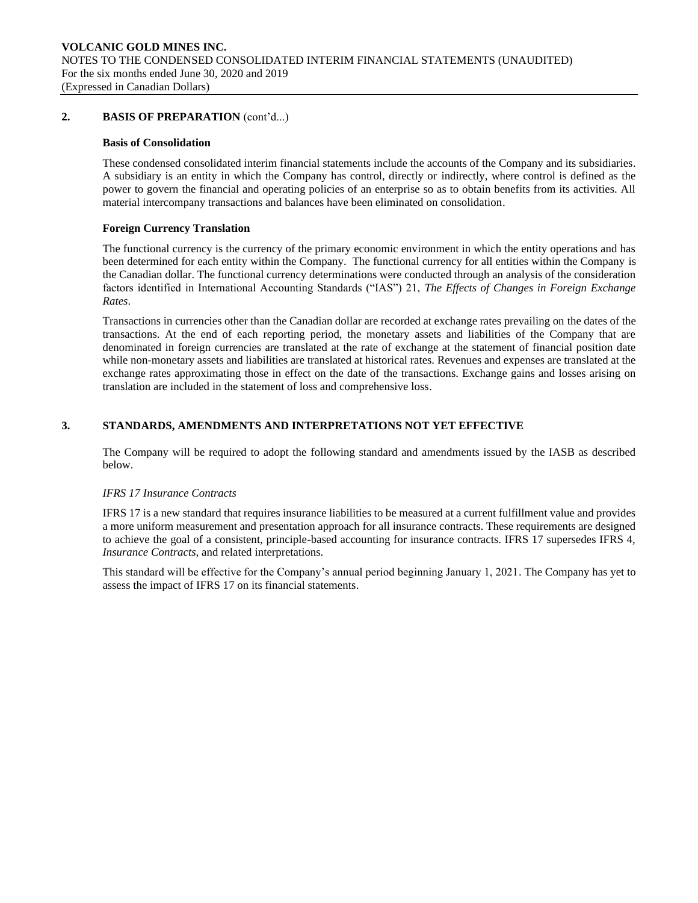## 2. BASIS OF PREPARATION (cont'd...)

### Basis of Consolidation

These condensed consolidated interim financial statements include the accounts of the Company and its subsidiaries. A subsidiary is an entity in which the Company has control, directly or indirectly, where control is defined as the power to govern the financial and operating policies of an enterprise so as to obtain benefits from its activities. All material intercompany transactions and balances have been eliminated on consolidation.

### Foreign Currency Translation

The functional currency is the currency of the primary economic environment in which the entity operations and has been determined for each entity within the Company. The functional currency for all entities within the Company is the Canadian dollar. The functional currency determinations were conducted through an analysis of the consideration factors identified in International Accounting Standards ("IAS") 21, *The Effects of Changes in Foreign Exchange Rates*.

Transactions in currencies other than the Canadian dollar are recorded at exchange rates prevailing on the dates of the transactions. At the end of each reporting period, the monetary assets and liabilities of the Company that are denominated in foreign currencies are translated at the rate of exchange at the statement of financial position date while non-monetary assets and liabilities are translated at historical rates. Revenues and expenses are translated at the exchange rates approximating those in effect on the date of the transactions. Exchange gains and losses arising on translation are included in the statement of loss and comprehensive loss.

## 3. STANDARDS, AMENDMENTS AND INTERPRETATIONS NOT YET EFFECTIVE

The Company will be required to adopt the following standard and amendments issued by the IASB as described below.

*IFRS 17 Insurance Contracts*

IFRS 17 is a new standard that requires insurance liabilities to be measured at a current fulfillment value and provides a more uniform measurement and presentation approach for all insurance contracts. These requirements are designed to achieve the goal of a consistent, principle-based accounting for insurance contracts. IFRS 17 supersedes IFRS 4, *Insurance Contracts*, and related interpretations.

This standard will be effective for the Company's annual period beginning January 1, 2021. The Company has yet to assess the impact of IFRS 17 on its financial statements.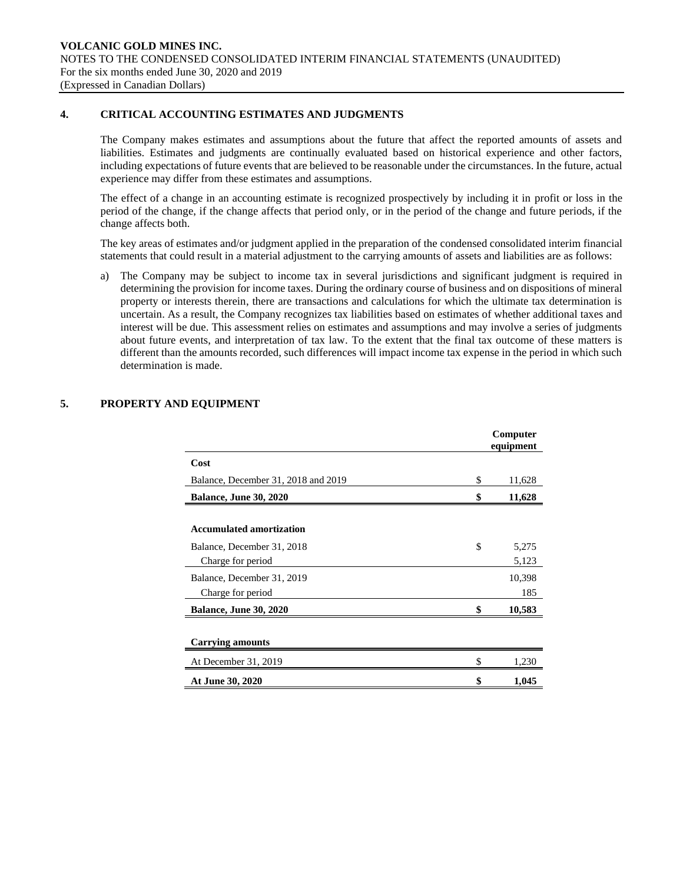## 4. CRITICAL ACCOUNTING ESTIMATES AND JUDGMENTS

The Company makes estimates and assumptions about the future that affect the reported amounts of assets and liabilities. Estimates and judgments are continually evaluated based on historical experience and other factors, including expectations of future events that are believed to be reasonable under the circumstances. In the future, actual experience may differ from these estimates and assumptions.

The effect of a change in an accounting estimate is recognized prospectively by including it in profit or loss in the period of the change, if the change affects that period only, or in the period of the change and future periods, if the change affects both.

The key areas of estimates and/or judgment applied in the preparation of the condensed consolidated interim financial statements that could result in a material adjustment to the carrying amounts of assets and liabilities are as follows:

a) The Company may be subject to income tax in several jurisdictions and significant judgment is required in determining the provision for income taxes. During the ordinary course of business and on dispositions of mineral property or interests therein, there are transactions and calculations for which the ultimate tax determination is uncertain. As a result, the Company recognizes tax liabilities based on estimates of whether additional taxes and interest will be due. This assessment relies on estimates and assumptions and may involve a series of judgments about future events, and interpretation of tax law. To the extent that the final tax outcome of these matters is different than the amounts recorded, such differences will impact income tax expense in the period in which such determination is made.

## 5. PROPERTY AND EQUIPMENT

| | Computer equipment |
|---|---|
| **Cost** | |
| Balance, December 31, 2018 and 2019 | $ 11,628 |
| **Balance, June 30, 2020** | **$ 11,628** |
| | |
| **Accumulated amortization** | |
| Balance, December 31, 2018 | $ 5,275 |
| Charge for period | 5,123 |
| Balance, December 31, 2019 | 10,398 |
| Charge for period | 185 |
| **Balance, June 30, 2020** | **$ 10,583** |
| | |
| **Carrying amounts** | |
| At December 31, 2019 | $ 1,230 |
| **At June 30, 2020** | **$ 1,045** |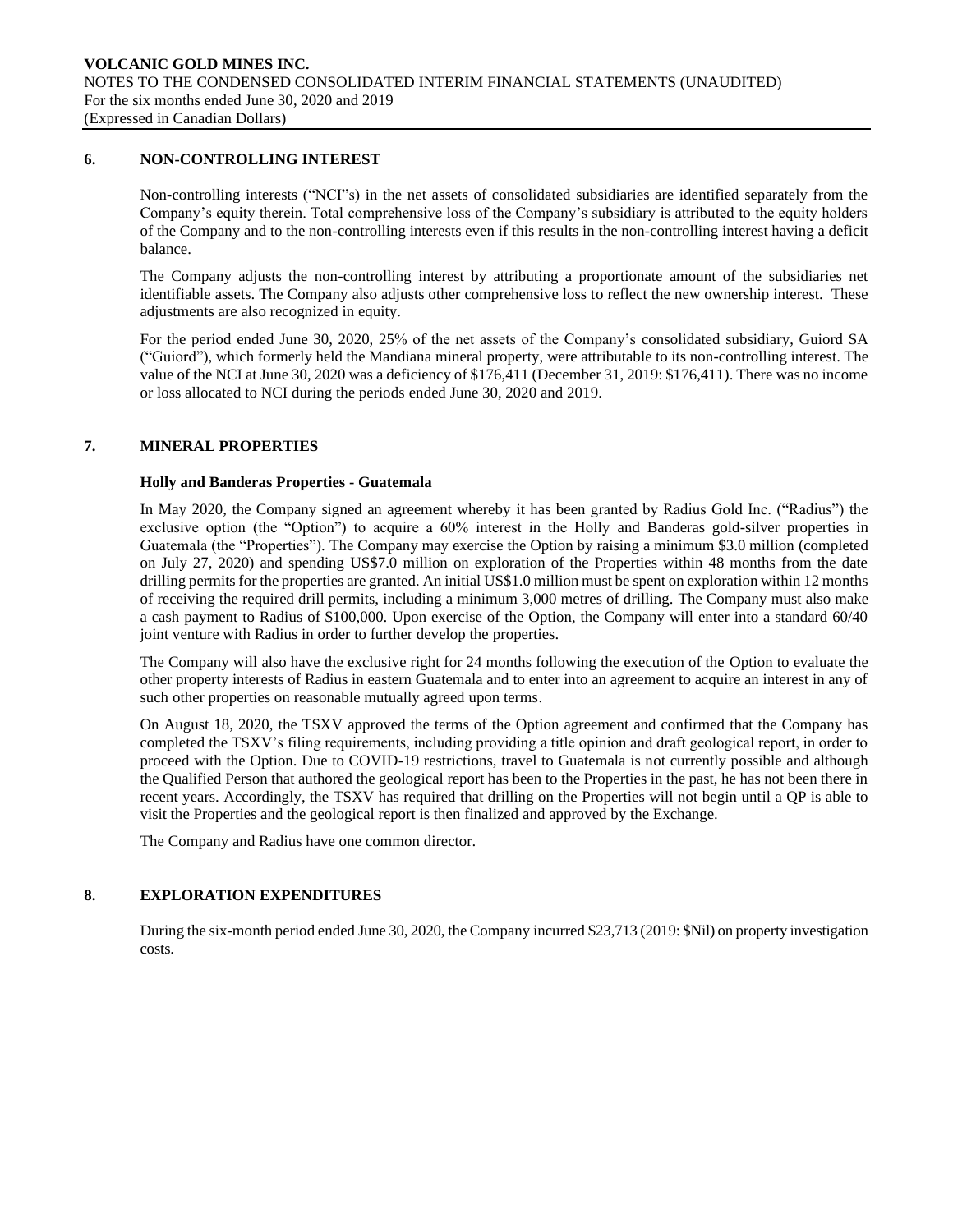## 6. NON-CONTROLLING INTEREST

Non-controlling interests ("NCI"s) in the net assets of consolidated subsidiaries are identified separately from the Company's equity therein. Total comprehensive loss of the Company's subsidiary is attributed to the equity holders of the Company and to the non-controlling interests even if this results in the non-controlling interest having a deficit balance.

The Company adjusts the non-controlling interest by attributing a proportionate amount of the subsidiaries net identifiable assets. The Company also adjusts other comprehensive loss to reflect the new ownership interest. These adjustments are also recognized in equity.

For the period ended June 30, 2020, 25% of the net assets of the Company's consolidated subsidiary, Guiord SA ("Guiord"), which formerly held the Mandiana mineral property, were attributable to its non-controlling interest. The value of the NCI at June 30, 2020 was a deficiency of $176,411 (December 31, 2019: $176,411). There was no income or loss allocated to NCI during the periods ended June 30, 2020 and 2019.

## 7. MINERAL PROPERTIES

### Holly and Banderas Properties - Guatemala

In May 2020, the Company signed an agreement whereby it has been granted by Radius Gold Inc. ("Radius") the exclusive option (the "Option") to acquire a 60% interest in the Holly and Banderas gold-silver properties in Guatemala (the "Properties"). The Company may exercise the Option by raising a minimum $3.0 million (completed on July 27, 2020) and spending US$7.0 million on exploration of the Properties within 48 months from the date drilling permits for the properties are granted. An initial US$1.0 million must be spent on exploration within 12 months of receiving the required drill permits, including a minimum 3,000 metres of drilling. The Company must also make a cash payment to Radius of $100,000. Upon exercise of the Option, the Company will enter into a standard 60/40 joint venture with Radius in order to further develop the properties.

The Company will also have the exclusive right for 24 months following the execution of the Option to evaluate the other property interests of Radius in eastern Guatemala and to enter into an agreement to acquire an interest in any of such other properties on reasonable mutually agreed upon terms.

On August 18, 2020, the TSXV approved the terms of the Option agreement and confirmed that the Company has completed the TSXV's filing requirements, including providing a title opinion and draft geological report, in order to proceed with the Option. Due to COVID-19 restrictions, travel to Guatemala is not currently possible and although the Qualified Person that authored the geological report has been to the Properties in the past, he has not been there in recent years. Accordingly, the TSXV has required that drilling on the Properties will not begin until a QP is able to visit the Properties and the geological report is then finalized and approved by the Exchange.

The Company and Radius have one common director.

## 8. EXPLORATION EXPENDITURES

During the six-month period ended June 30, 2020, the Company incurred $23,713 (2019: $Nil) on property investigation costs.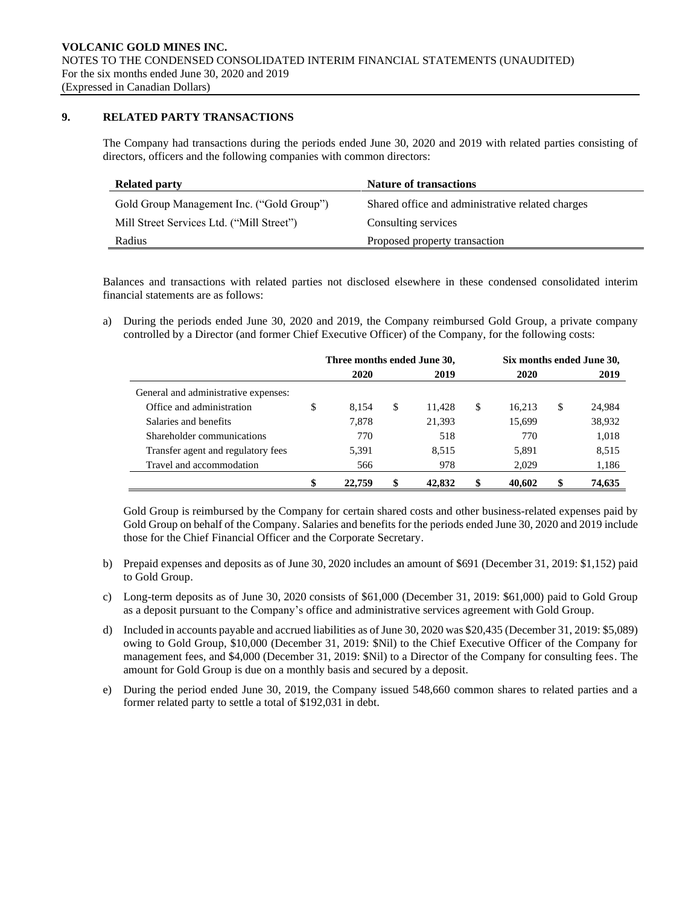## 9. RELATED PARTY TRANSACTIONS

The Company had transactions during the periods ended June 30, 2020 and 2019 with related parties consisting of directors, officers and the following companies with common directors:

| Related party | Nature of transactions |
|---|---|
| Gold Group Management Inc. ("Gold Group") | Shared office and administrative related charges |
| Mill Street Services Ltd. ("Mill Street") | Consulting services |
| Radius | Proposed property transaction |

Balances and transactions with related parties not disclosed elsewhere in these condensed consolidated interim financial statements are as follows:

a) During the periods ended June 30, 2020 and 2019, the Company reimbursed Gold Group, a private company controlled by a Director (and former Chief Executive Officer) of the Company, for the following costs:

| | Three months ended June 30, | | Six months ended June 30, | |
|---|---|---|---|---|
| | 2020 | 2019 | 2020 | 2019 |
| General and administrative expenses: | | | | |
| Office and administration | $ 8,154 | $ 11,428 | $ 16,213 | $ 24,984 |
| Salaries and benefits | 7,878 | 21,393 | 15,699 | 38,932 |
| Shareholder communications | 770 | 518 | 770 | 1,018 |
| Transfer agent and regulatory fees | 5,391 | 8,515 | 5,891 | 8,515 |
| Travel and accommodation | 566 | 978 | 2,029 | 1,186 |
| | **$ 22,759** | **$ 42,832** | **$ 40,602** | **$ 74,635** |

Gold Group is reimbursed by the Company for certain shared costs and other business-related expenses paid by Gold Group on behalf of the Company. Salaries and benefits for the periods ended June 30, 2020 and 2019 include those for the Chief Financial Officer and the Corporate Secretary.

b) Prepaid expenses and deposits as of June 30, 2020 includes an amount of $691 (December 31, 2019: $1,152) paid to Gold Group.

c) Long-term deposits as of June 30, 2020 consists of $61,000 (December 31, 2019: $61,000) paid to Gold Group as a deposit pursuant to the Company's office and administrative services agreement with Gold Group.

d) Included in accounts payable and accrued liabilities as of June 30, 2020 was $20,435 (December 31, 2019: $5,089) owing to Gold Group, $10,000 (December 31, 2019: $Nil) to the Chief Executive Officer of the Company for management fees, and $4,000 (December 31, 2019: $Nil) to a Director of the Company for consulting fees. The amount for Gold Group is due on a monthly basis and secured by a deposit.

e) During the period ended June 30, 2019, the Company issued 548,660 common shares to related parties and a former related party to settle a total of $192,031 in debt.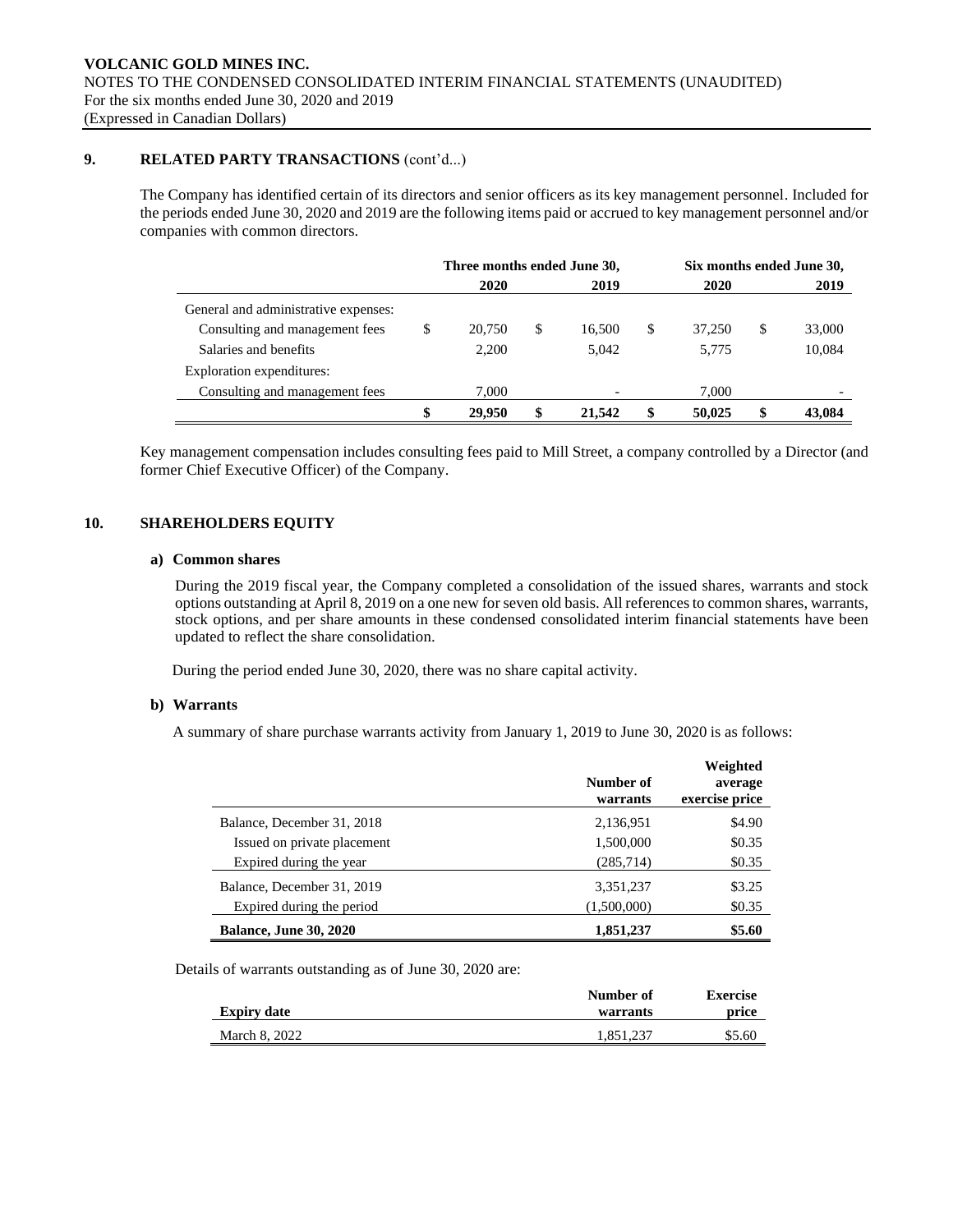## 9. RELATED PARTY TRANSACTIONS (cont'd...)

The Company has identified certain of its directors and senior officers as its key management personnel. Included for the periods ended June 30, 2020 and 2019 are the following items paid or accrued to key management personnel and/or companies with common directors.

| | Three months ended June 30, | | Six months ended June 30, | |
|---|---|---|---|---|
| | 2020 | 2019 | 2020 | 2019 |
| General and administrative expenses: | | | | |
| Consulting and management fees | $ 20,750 | $ 16,500 | $ 37,250 | $ 33,000 |
| Salaries and benefits | 2,200 | 5,042 | 5,775 | 10,084 |
| Exploration expenditures: | | | | |
| Consulting and management fees | 7,000 | - | 7,000 | - |
| | **$ 29,950** | **$ 21,542** | **$ 50,025** | **$ 43,084** |

Key management compensation includes consulting fees paid to Mill Street, a company controlled by a Director (and former Chief Executive Officer) of the Company.

## 10. SHAREHOLDERS EQUITY

### a) Common shares

During the 2019 fiscal year, the Company completed a consolidation of the issued shares, warrants and stock options outstanding at April 8, 2019 on a one new for seven old basis. All references to common shares, warrants, stock options, and per share amounts in these condensed consolidated interim financial statements have been updated to reflect the share consolidation.

During the period ended June 30, 2020, there was no share capital activity.

### b) Warrants

A summary of share purchase warrants activity from January 1, 2019 to June 30, 2020 is as follows:

| | Number of warrants | Weighted average exercise price |
|---|---|---|
| Balance, December 31, 2018 | 2,136,951 | $4.90 |
| Issued on private placement | 1,500,000 | $0.35 |
| Expired during the year | (285,714) | $0.35 |
| Balance, December 31, 2019 | 3,351,237 | $3.25 |
| Expired during the period | (1,500,000) | $0.35 |
| **Balance, June 30, 2020** | **1,851,237** | **$5.60** |

Details of warrants outstanding as of June 30, 2020 are:

| Expiry date | Number of warrants | Exercise price |
|---|---|---|
| March 8, 2022 | 1,851,237 | $5.60 |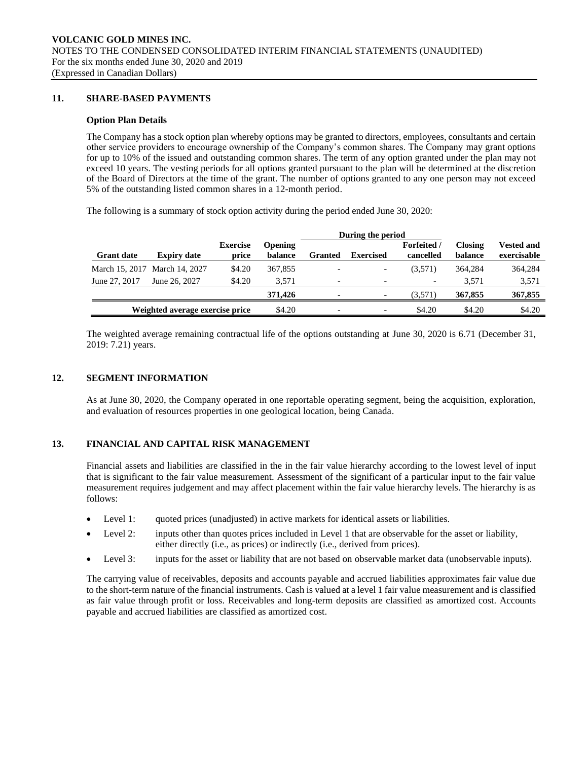## 11. SHARE-BASED PAYMENTS

### Option Plan Details

The Company has a stock option plan whereby options may be granted to directors, employees, consultants and certain other service providers to encourage ownership of the Company's common shares. The Company may grant options for up to 10% of the issued and outstanding common shares. The term of any option granted under the plan may not exceed 10 years. The vesting periods for all options granted pursuant to the plan will be determined at the discretion of the Board of Directors at the time of the grant. The number of options granted to any one person may not exceed 5% of the outstanding listed common shares in a 12-month period.

The following is a summary of stock option activity during the period ended June 30, 2020:

| | | | | During the period | | | | |
|---|---|---|---|---|---|---|---|---|
| **Grant date** | **Expiry date** | **Exercise price** | **Opening balance** | **Granted** | **Exercised** | **Forfeited / cancelled** | **Closing balance** | **Vested and exercisable** |
| March 15, 2017 | March 14, 2027 | $4.20 | 367,855 | - | - | (3,571) | 364,284 | 364,284 |
| June 27, 2017 | June 26, 2027 | $4.20 | 3,571 | - | - | - | 3,571 | 3,571 |
| | | | **371,426** | **-** | **-** | (3,571) | **367,855** | **367,855** |
| **Weighted average exercise price** | | | $4.20 | - | - | $4.20 | $4.20 | $4.20 |

The weighted average remaining contractual life of the options outstanding at June 30, 2020 is 6.71 (December 31, 2019: 7.21) years.

## 12. SEGMENT INFORMATION

As at June 30, 2020, the Company operated in one reportable operating segment, being the acquisition, exploration, and evaluation of resources properties in one geological location, being Canada.

## 13. FINANCIAL AND CAPITAL RISK MANAGEMENT

Financial assets and liabilities are classified in the in the fair value hierarchy according to the lowest level of input that is significant to the fair value measurement. Assessment of the significant of a particular input to the fair value measurement requires judgement and may affect placement within the fair value hierarchy levels. The hierarchy is as follows:

- Level 1: quoted prices (unadjusted) in active markets for identical assets or liabilities.
- Level 2: inputs other than quotes prices included in Level 1 that are observable for the asset or liability, either directly (i.e., as prices) or indirectly (i.e., derived from prices).
- Level 3: inputs for the asset or liability that are not based on observable market data (unobservable inputs).

The carrying value of receivables, deposits and accounts payable and accrued liabilities approximates fair value due to the short-term nature of the financial instruments. Cash is valued at a level 1 fair value measurement and is classified as fair value through profit or loss. Receivables and long-term deposits are classified as amortized cost. Accounts payable and accrued liabilities are classified as amortized cost.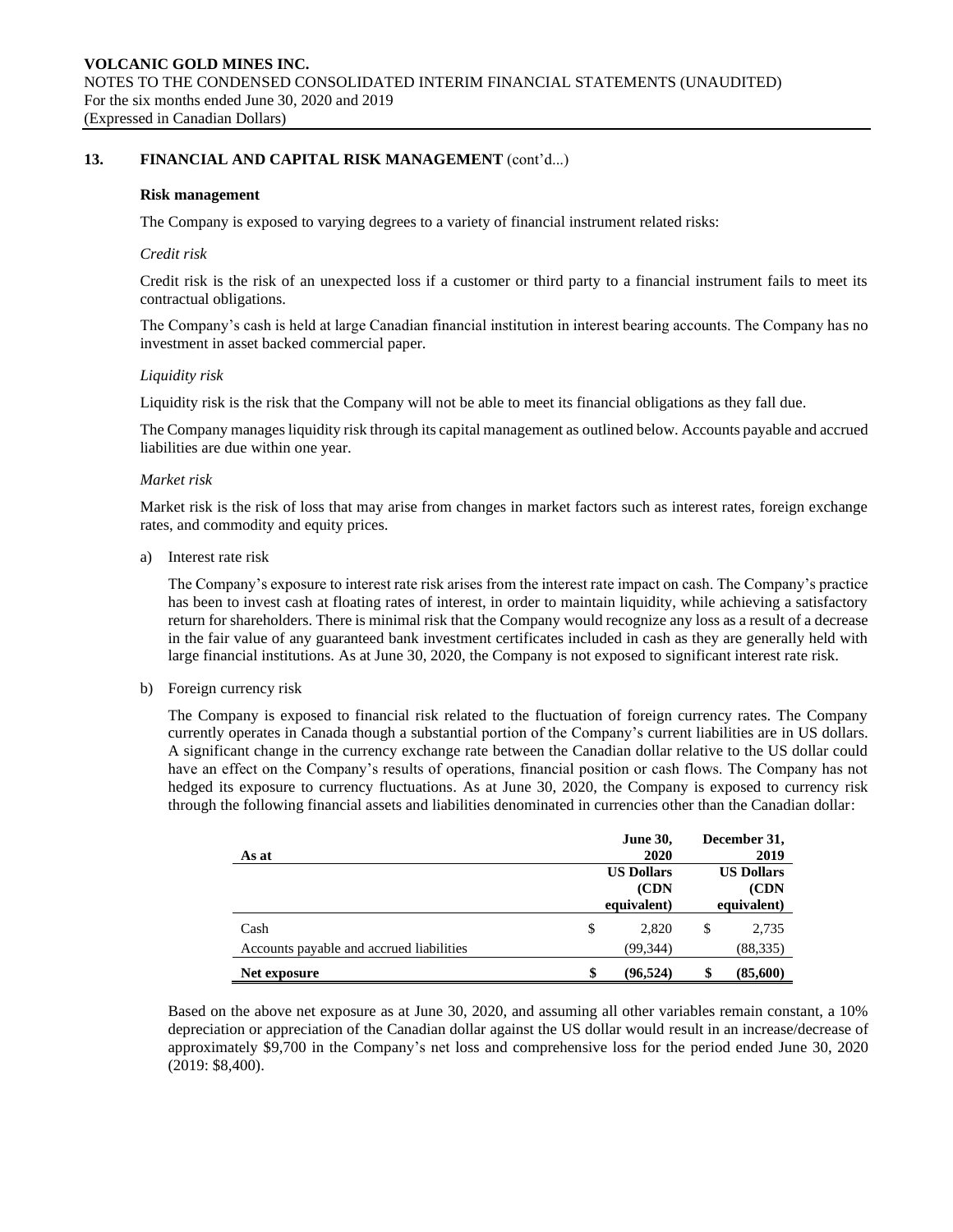## 13. FINANCIAL AND CAPITAL RISK MANAGEMENT (cont'd...)

**Risk management**

The Company is exposed to varying degrees to a variety of financial instrument related risks:

*Credit risk*

Credit risk is the risk of an unexpected loss if a customer or third party to a financial instrument fails to meet its contractual obligations.

The Company's cash is held at large Canadian financial institution in interest bearing accounts. The Company has no investment in asset backed commercial paper.

*Liquidity risk*

Liquidity risk is the risk that the Company will not be able to meet its financial obligations as they fall due.

The Company manages liquidity risk through its capital management as outlined below. Accounts payable and accrued liabilities are due within one year.

*Market risk*

Market risk is the risk of loss that may arise from changes in market factors such as interest rates, foreign exchange rates, and commodity and equity prices.

a) Interest rate risk

The Company's exposure to interest rate risk arises from the interest rate impact on cash. The Company's practice has been to invest cash at floating rates of interest, in order to maintain liquidity, while achieving a satisfactory return for shareholders. There is minimal risk that the Company would recognize any loss as a result of a decrease in the fair value of any guaranteed bank investment certificates included in cash as they are generally held with large financial institutions. As at June 30, 2020, the Company is not exposed to significant interest rate risk.

b) Foreign currency risk

The Company is exposed to financial risk related to the fluctuation of foreign currency rates. The Company currently operates in Canada though a substantial portion of the Company's current liabilities are in US dollars. A significant change in the currency exchange rate between the Canadian dollar relative to the US dollar could have an effect on the Company's results of operations, financial position or cash flows. The Company has not hedged its exposure to currency fluctuations. As at June 30, 2020, the Company is exposed to currency risk through the following financial assets and liabilities denominated in currencies other than the Canadian dollar:

| As at | June 30, 2020 | December 31, 2019 |
|---|---|---|
| | US Dollars (CDN equivalent) | US Dollars (CDN equivalent) |
| Cash | $ 2,820 | $ 2,735 |
| Accounts payable and accrued liabilities | (99,344) | (88,335) |
| **Net exposure** | **$ (96,524)** | **$ (85,600)** |

Based on the above net exposure as at June 30, 2020, and assuming all other variables remain constant, a 10% depreciation or appreciation of the Canadian dollar against the US dollar would result in an increase/decrease of approximately $9,700 in the Company's net loss and comprehensive loss for the period ended June 30, 2020 (2019: $8,400).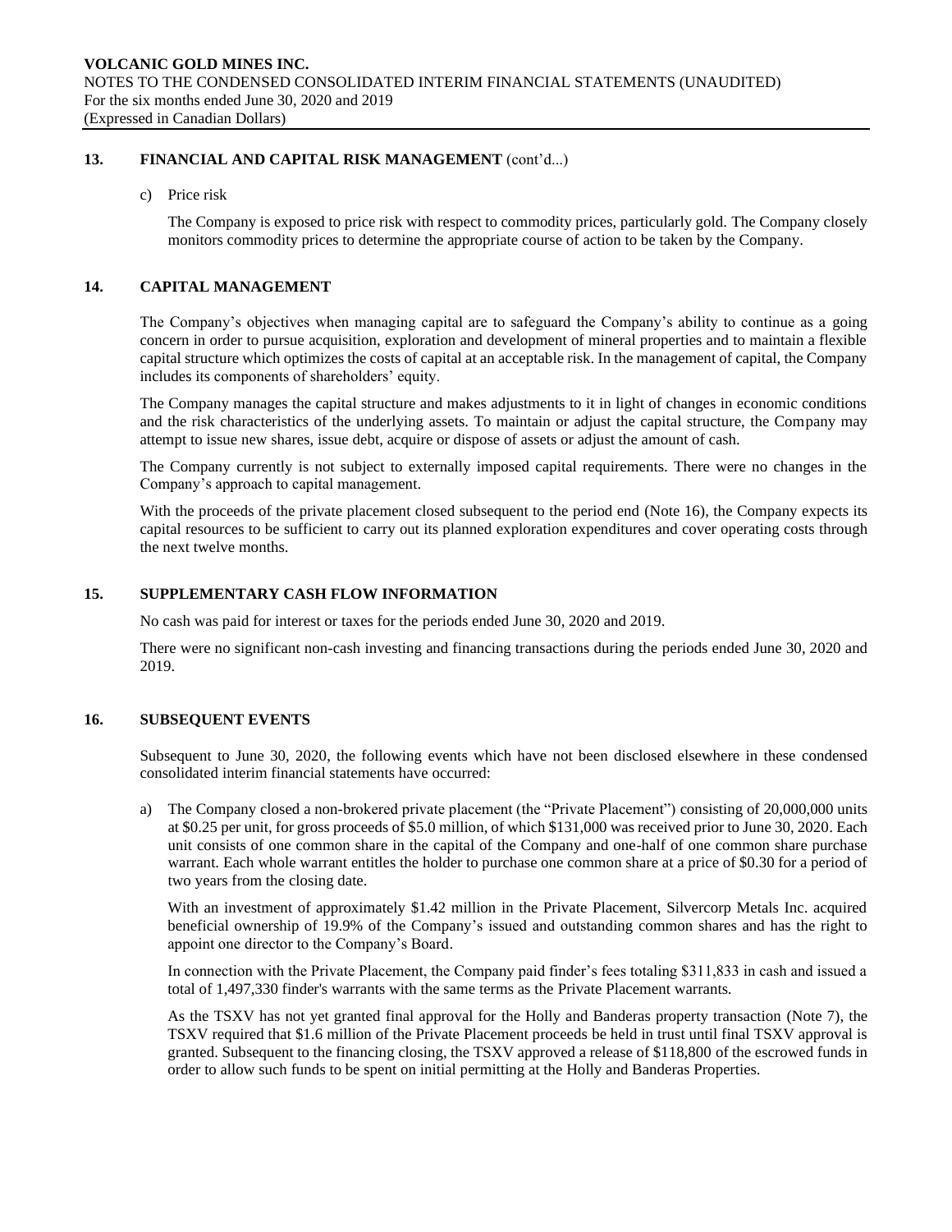## 13. FINANCIAL AND CAPITAL RISK MANAGEMENT (cont'd...)

c) Price risk

The Company is exposed to price risk with respect to commodity prices, particularly gold. The Company closely monitors commodity prices to determine the appropriate course of action to be taken by the Company.

## 14. CAPITAL MANAGEMENT

The Company's objectives when managing capital are to safeguard the Company's ability to continue as a going concern in order to pursue acquisition, exploration and development of mineral properties and to maintain a flexible capital structure which optimizes the costs of capital at an acceptable risk. In the management of capital, the Company includes its components of shareholders' equity.

The Company manages the capital structure and makes adjustments to it in light of changes in economic conditions and the risk characteristics of the underlying assets. To maintain or adjust the capital structure, the Company may attempt to issue new shares, issue debt, acquire or dispose of assets or adjust the amount of cash.

The Company currently is not subject to externally imposed capital requirements. There were no changes in the Company's approach to capital management.

With the proceeds of the private placement closed subsequent to the period end (Note 16), the Company expects its capital resources to be sufficient to carry out its planned exploration expenditures and cover operating costs through the next twelve months.

## 15. SUPPLEMENTARY CASH FLOW INFORMATION

No cash was paid for interest or taxes for the periods ended June 30, 2020 and 2019.

There were no significant non-cash investing and financing transactions during the periods ended June 30, 2020 and 2019.

## 16. SUBSEQUENT EVENTS

Subsequent to June 30, 2020, the following events which have not been disclosed elsewhere in these condensed consolidated interim financial statements have occurred:

a) The Company closed a non-brokered private placement (the "Private Placement") consisting of 20,000,000 units at $0.25 per unit, for gross proceeds of $5.0 million, of which $131,000 was received prior to June 30, 2020. Each unit consists of one common share in the capital of the Company and one-half of one common share purchase warrant. Each whole warrant entitles the holder to purchase one common share at a price of $0.30 for a period of two years from the closing date.

With an investment of approximately $1.42 million in the Private Placement, Silvercorp Metals Inc. acquired beneficial ownership of 19.9% of the Company's issued and outstanding common shares and has the right to appoint one director to the Company's Board.

In connection with the Private Placement, the Company paid finder's fees totaling $311,833 in cash and issued a total of 1,497,330 finder's warrants with the same terms as the Private Placement warrants.

As the TSXV has not yet granted final approval for the Holly and Banderas property transaction (Note 7), the TSXV required that $1.6 million of the Private Placement proceeds be held in trust until final TSXV approval is granted. Subsequent to the financing closing, the TSXV approved a release of $118,800 of the escrowed funds in order to allow such funds to be spent on initial permitting at the Holly and Banderas Properties.